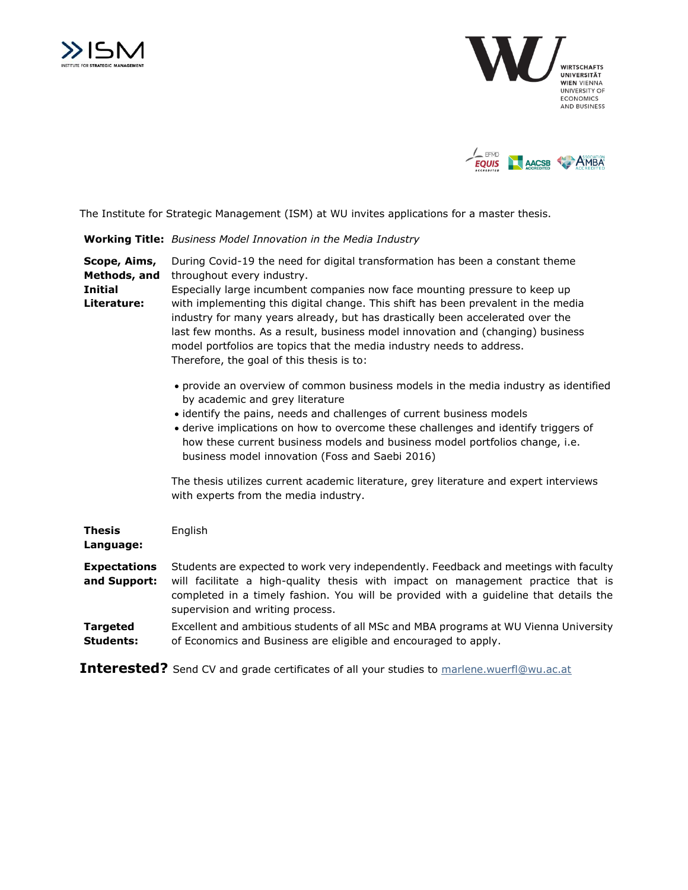The Institute for Strategic Management (ISM) at WU invites applications for a master thesis.

**Working Title:** *Business Model Innovation in the Media Industry*

**Scope, Aims, Methods, and Initial Literature:**

During Covid-19 the need for digital transformation has been a constant theme throughout every industry.
Especially large incumbent companies now face mounting pressure to keep up with implementing this digital change. This shift has been prevalent in the media industry for many years already, but has drastically been accelerated over the last few months. As a result, business model innovation and (changing) business model portfolios are topics that the media industry needs to address.
Therefore, the goal of this thesis is to:

- provide an overview of common business models in the media industry as identified by academic and grey literature
- identify the pains, needs and challenges of current business models
- derive implications on how to overcome these challenges and identify triggers of how these current business models and business model portfolios change, i.e. business model innovation (Foss and Saebi 2016)

The thesis utilizes current academic literature, grey literature and expert interviews with experts from the media industry.

**Thesis Language:** English

**Expectations and Support:** Students are expected to work very independently. Feedback and meetings with faculty will facilitate a high-quality thesis with impact on management practice that is completed in a timely fashion. You will be provided with a guideline that details the supervision and writing process.

**Targeted Students:** Excellent and ambitious students of all MSc and MBA programs at WU Vienna University of Economics and Business are eligible and encouraged to apply.

**Interested?** Send CV and grade certificates of all your studies to marlene.wuerfl@wu.ac.at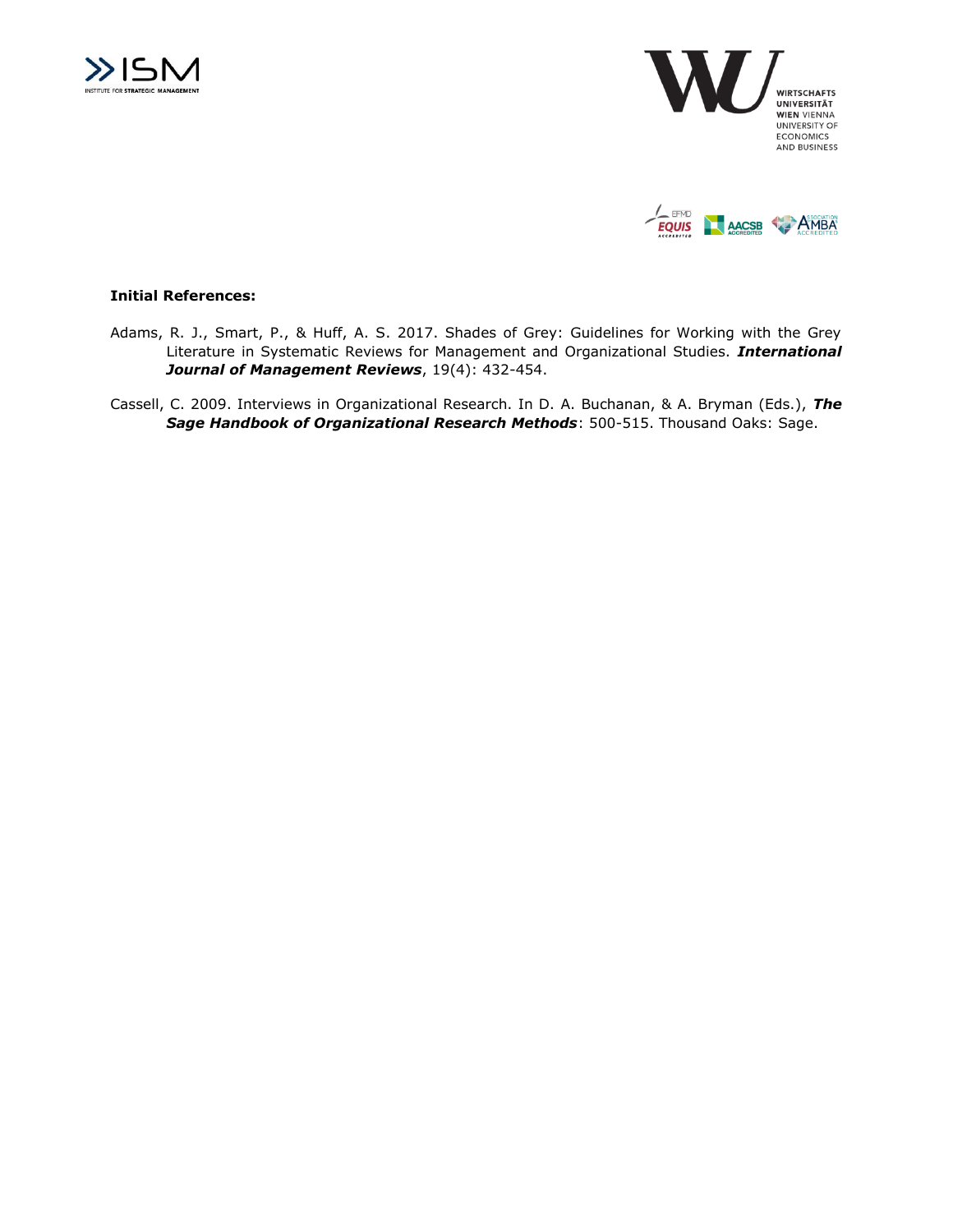**Initial References:**

Adams, R. J., Smart, P., & Huff, A. S. 2017. Shades of Grey: Guidelines for Working with the Grey Literature in Systematic Reviews for Management and Organizational Studies. ***International Journal of Management Reviews***, 19(4): 432-454.

Cassell, C. 2009. Interviews in Organizational Research. In D. A. Buchanan, & A. Bryman (Eds.), ***The Sage Handbook of Organizational Research Methods***: 500-515. Thousand Oaks: Sage.